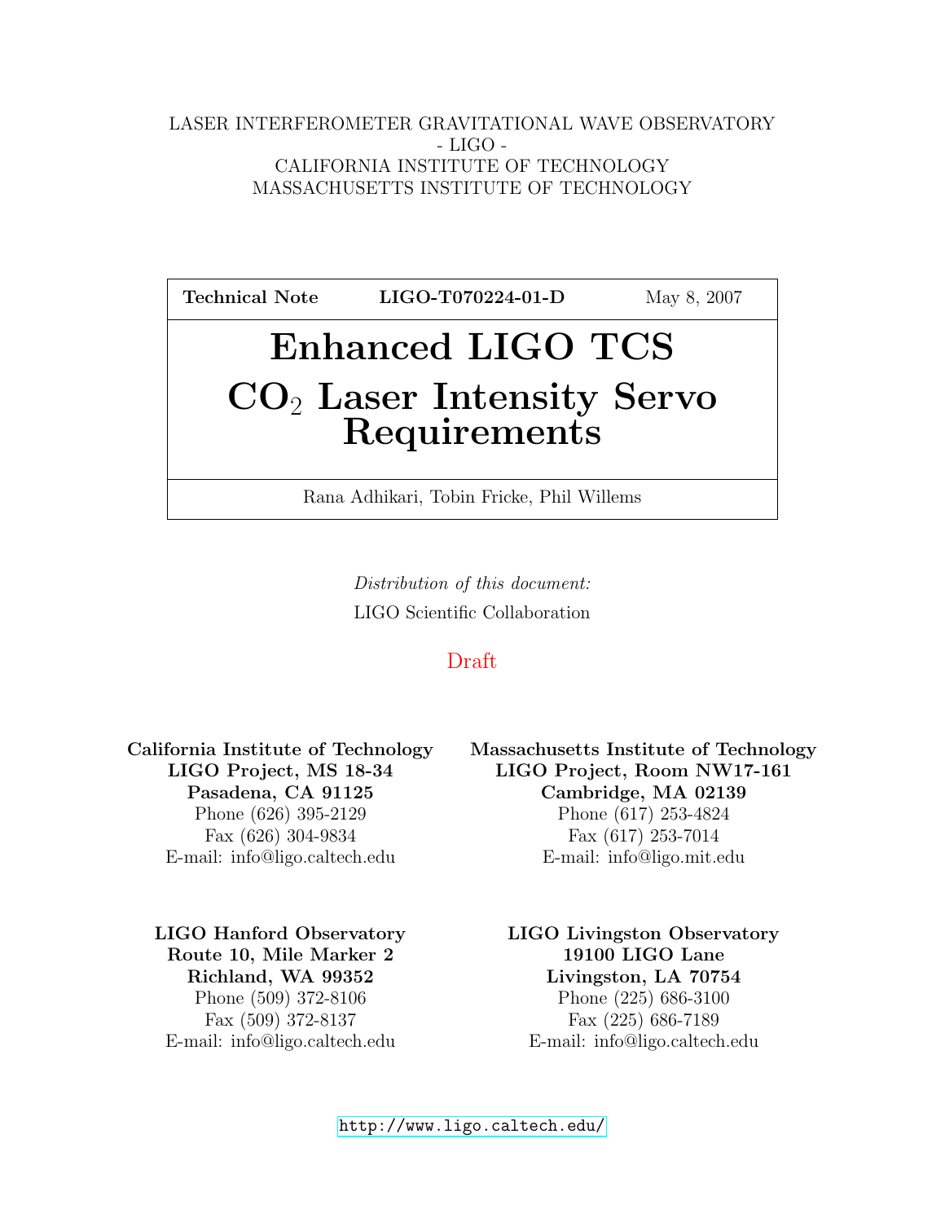LASER INTERFEROMETER GRAVITATIONAL WAVE OBSERVATORY
- LIGO -
CALIFORNIA INSTITUTE OF TECHNOLOGY
MASSACHUSETTS INSTITUTE OF TECHNOLOGY

**Technical Note** **LIGO-T070224-01-D** May 8, 2007

# Enhanced LIGO TCS $CO_2$ Laser Intensity Servo Requirements

Rana Adhikari, Tobin Fricke, Phil Willems

*Distribution of this document:*

LIGO Scientific Collaboration

Draft

**California Institute of Technology**
**LIGO Project, MS 18-34**
**Pasadena, CA 91125**
Phone (626) 395-2129
Fax (626) 304-9834
E-mail: info@ligo.caltech.edu

**Massachusetts Institute of Technology**
**LIGO Project, Room NW17-161**
**Cambridge, MA 02139**
Phone (617) 253-4824
Fax (617) 253-7014
E-mail: info@ligo.mit.edu

**LIGO Hanford Observatory**
**Route 10, Mile Marker 2**
**Richland, WA 99352**
Phone (509) 372-8106
Fax (509) 372-8137
E-mail: info@ligo.caltech.edu

**LIGO Livingston Observatory**
**19100 LIGO Lane**
**Livingston, LA 70754**
Phone (225) 686-3100
Fax (225) 686-7189
E-mail: info@ligo.caltech.edu

http://www.ligo.caltech.edu/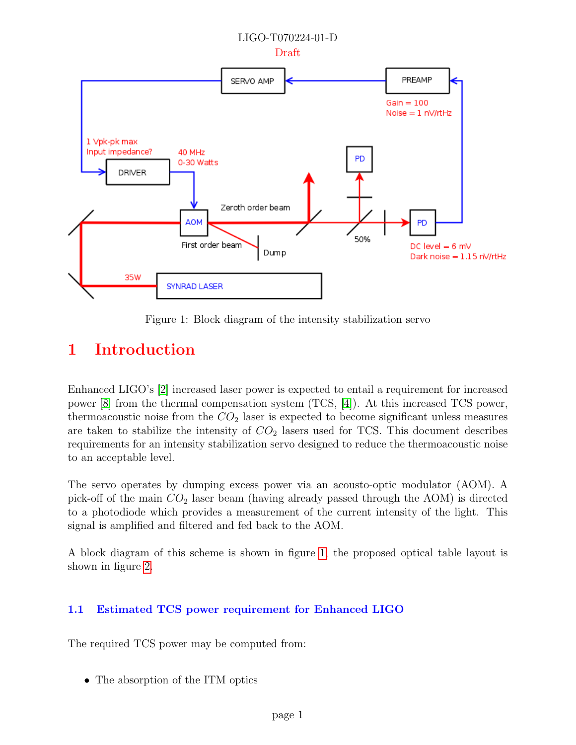SERVO AMP

PREAMP

Gain = 100
Noise = 1 nV/rtHz

1 Vpk-pk max
Input impedance?

40 MHz
0-30 Watts

DRIVER

PD

AOM

Zeroth order beam

First order beam

Dump

50%

PD

DC level = 6 mV
Dark noise = 1.15 nV/rtHz

35W

SYNRAD LASER

Figure 1: Block diagram of the intensity stabilization servo

# 1 Introduction

Enhanced LIGO's [2] increased laser power is expected to entail a requirement for increased power [8] from the thermal compensation system (TCS, [4]). At this increased TCS power, thermoacoustic noise from the $CO_2$ laser is expected to become significant unless measures are taken to stabilize the intensity of $CO_2$ lasers used for TCS. This document describes requirements for an intensity stabilization servo designed to reduce the thermoacoustic noise to an acceptable level.

The servo operates by dumping excess power via an acousto-optic modulator (AOM). A pick-off of the main $CO_2$ laser beam (having already passed through the AOM) is directed to a photodiode which provides a measurement of the current intensity of the light. This signal is amplified and filtered and fed back to the AOM.

A block diagram of this scheme is shown in figure 1; the proposed optical table layout is shown in figure 2.

## 1.1 Estimated TCS power requirement for Enhanced LIGO

The required TCS power may be computed from:

- The absorption of the ITM optics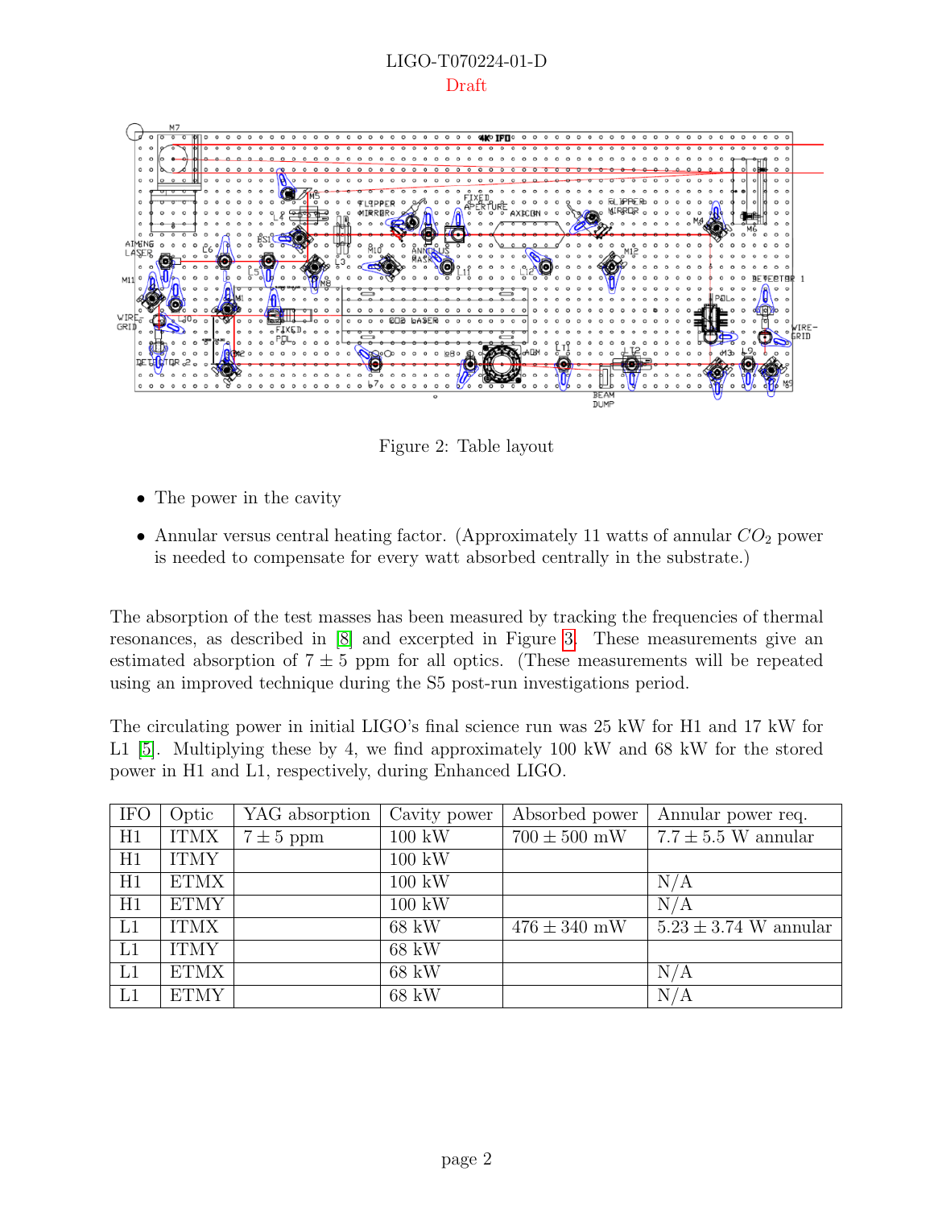4K IFO

M7

FLIPPER MIRROR

FIXED APERTURE

AXICON

FLIPPER MIRROR

M5

L4

M4

M6

AIMING LASER

L6

BS1

L3

M10

ANNULUS MASK

L11

L12

M12

M11

L5

M8

DETECTOR 1

WIRE GRID

L10

M1

FIXED POL

CO2 LASER

POL

WIRE-GRID

DETECTOR 2

M2

L7

L8

AOM

L1

L2

M3

L9

M9

BEAM DUMP

Figure 2: Table layout

- The power in the cavity
- Annular versus central heating factor. (Approximately 11 watts of annular $CO_2$ power is needed to compensate for every watt absorbed centrally in the substrate.)

The absorption of the test masses has been measured by tracking the frequencies of thermal resonances, as described in [8] and excerpted in Figure 3. These measurements give an estimated absorption of $7 \pm 5$ ppm for all optics. (These measurements will be repeated using an improved technique during the S5 post-run investigations period.

The circulating power in initial LIGO's final science run was 25 kW for H1 and 17 kW for L1 [5]. Multiplying these by 4, we find approximately 100 kW and 68 kW for the stored power in H1 and L1, respectively, during Enhanced LIGO.

| IFO | Optic | YAG absorption | Cavity power | Absorbed power | Annular power req. |
|---|---|---|---|---|---|
| H1 | ITMX | $7 \pm 5$ ppm | 100 kW | $700 \pm 500$ mW | $7.7 \pm 5.5$ W annular |
| H1 | ITMY | | 100 kW | | |
| H1 | ETMX | | 100 kW | | N/A |
| H1 | ETMY | | 100 kW | | N/A |
| L1 | ITMX | | 68 kW | $476 \pm 340$ mW | $5.23 \pm 3.74$ W annular |
| L1 | ITMY | | 68 kW | | |
| L1 | ETMX | | 68 kW | | N/A |
| L1 | ETMY | | 68 kW | | N/A |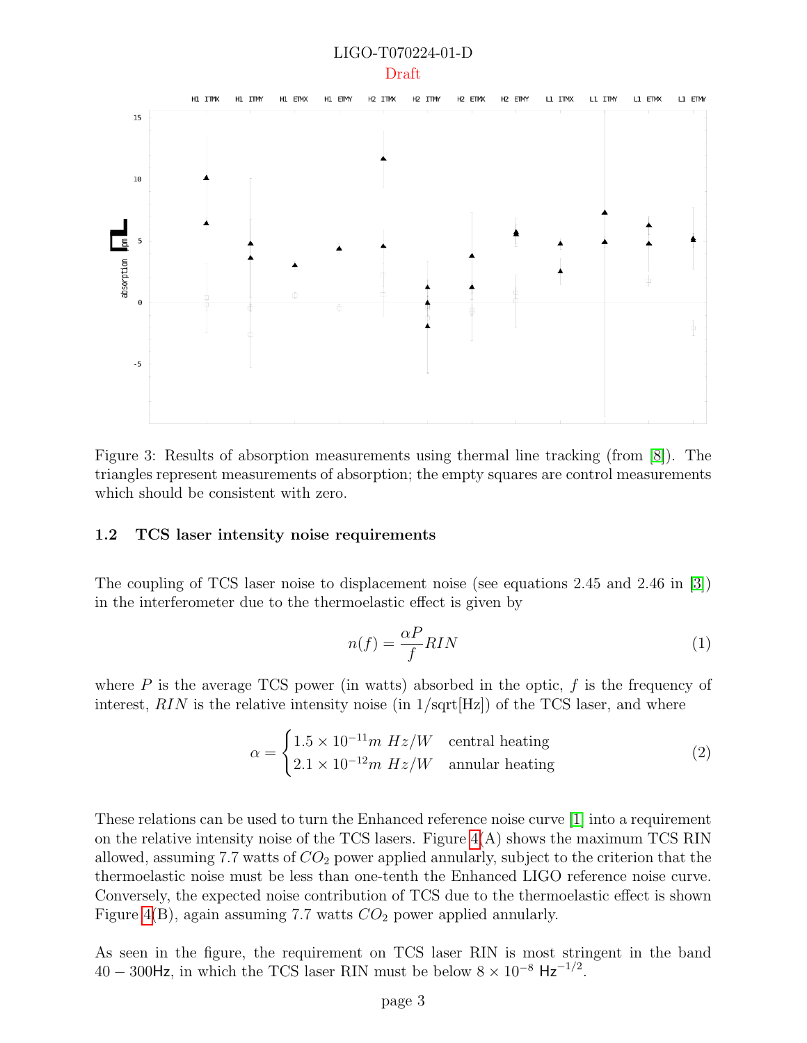H1 ITMX H1 ITMY H1 ETMX H1 ETMY H2 ITMX H2 ITMY H2 ETMX H2 ETMY L1 ITMX L1 ITMY L1 ETMX L1 ETMY

15

10

5

0

-5

absorption [ppm]

Figure 3: Results of absorption measurements using thermal line tracking (from [8]). The triangles represent measurements of absorption; the empty squares are control measurements which should be consistent with zero.

### 1.2 TCS laser intensity noise requirements

The coupling of TCS laser noise to displacement noise (see equations 2.45 and 2.46 in [3]) in the interferometer due to the thermoelastic effect is given by

$$n(f) = \frac{\alpha P}{f} RIN \tag{1}$$

where $P$ is the average TCS power (in watts) absorbed in the optic, $f$ is the frequency of interest, $RIN$ is the relative intensity noise (in 1/sqrt[Hz]) of the TCS laser, and where

$$\alpha = \begin{cases} 1.5 \times 10^{-11} m\ Hz/W & \text{central heating} \\ 2.1 \times 10^{-12} m\ Hz/W & \text{annular heating} \end{cases} \tag{2}$$

These relations can be used to turn the Enhanced reference noise curve [1] into a requirement on the relative intensity noise of the TCS lasers. Figure 4(A) shows the maximum TCS RIN allowed, assuming 7.7 watts of $CO_2$ power applied annularly, subject to the criterion that the thermoelastic noise must be less than one-tenth the Enhanced LIGO reference noise curve. Conversely, the expected noise contribution of TCS due to the thermoelastic effect is shown Figure 4(B), again assuming 7.7 watts $CO_2$ power applied annularly.

As seen in the figure, the requirement on TCS laser RIN is most stringent in the band $40 - 300$Hz, in which the TCS laser RIN must be below $8 \times 10^{-8}$ $\text{Hz}^{-1/2}$.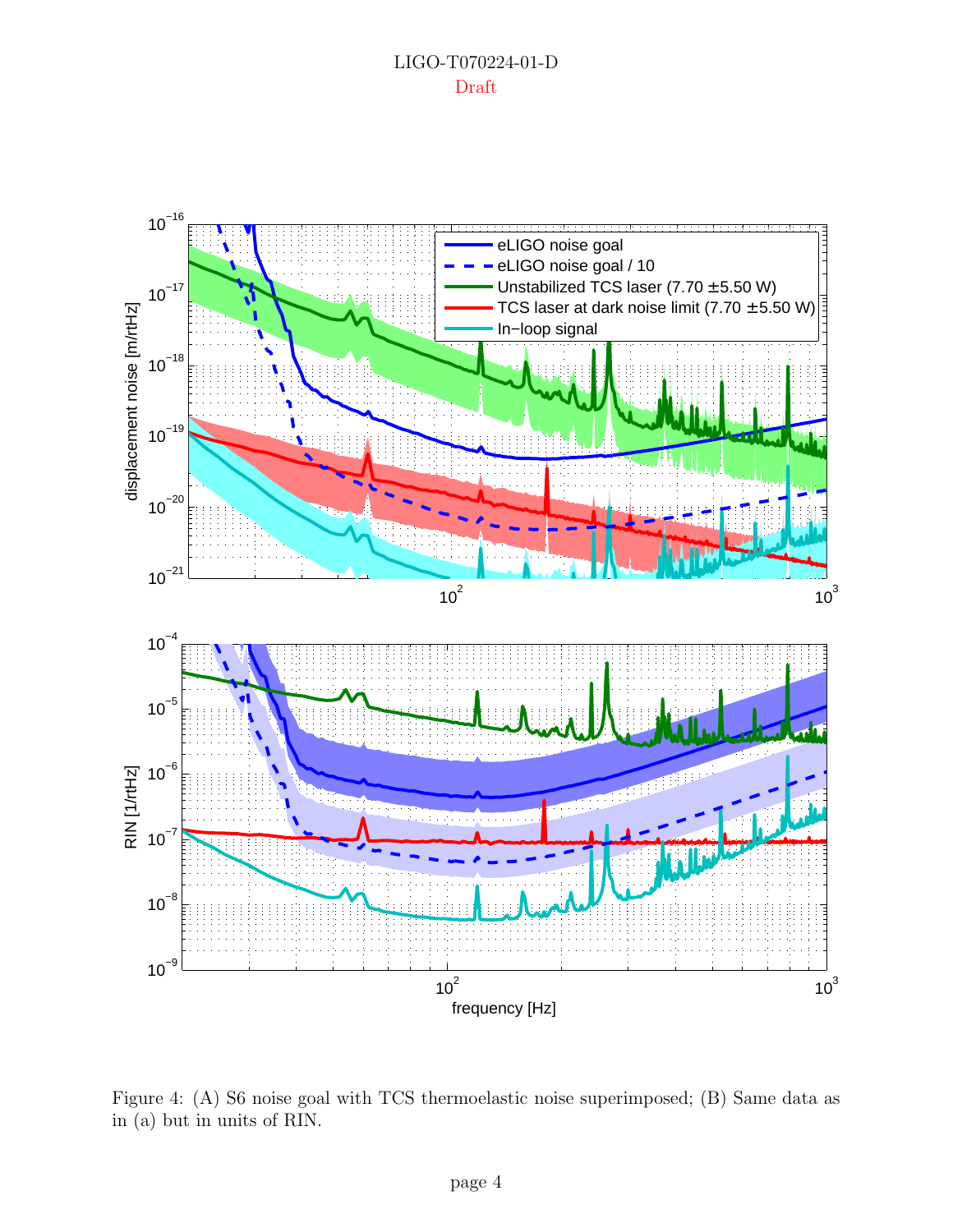displacement noise [m/rtHz]

$10^{-16}$

$10^{-17}$

$10^{-18}$

$10^{-19}$

$10^{-20}$

$10^{-21}$

$10^{2}$

$10^{3}$

eLIGO noise goal

eLIGO noise goal / 10

Unstabilized TCS laser (7.70 ±5.50 W)

TCS laser at dark noise limit (7.70 ±5.50 W)

In−loop signal

RIN [1/rtHz]

$10^{-4}$

$10^{-5}$

$10^{-6}$

$10^{-7}$

$10^{-8}$

$10^{-9}$

$10^{2}$

$10^{3}$

frequency [Hz]

Figure 4: (A) S6 noise goal with TCS thermoelastic noise superimposed; (B) Same data as in (a) but in units of RIN.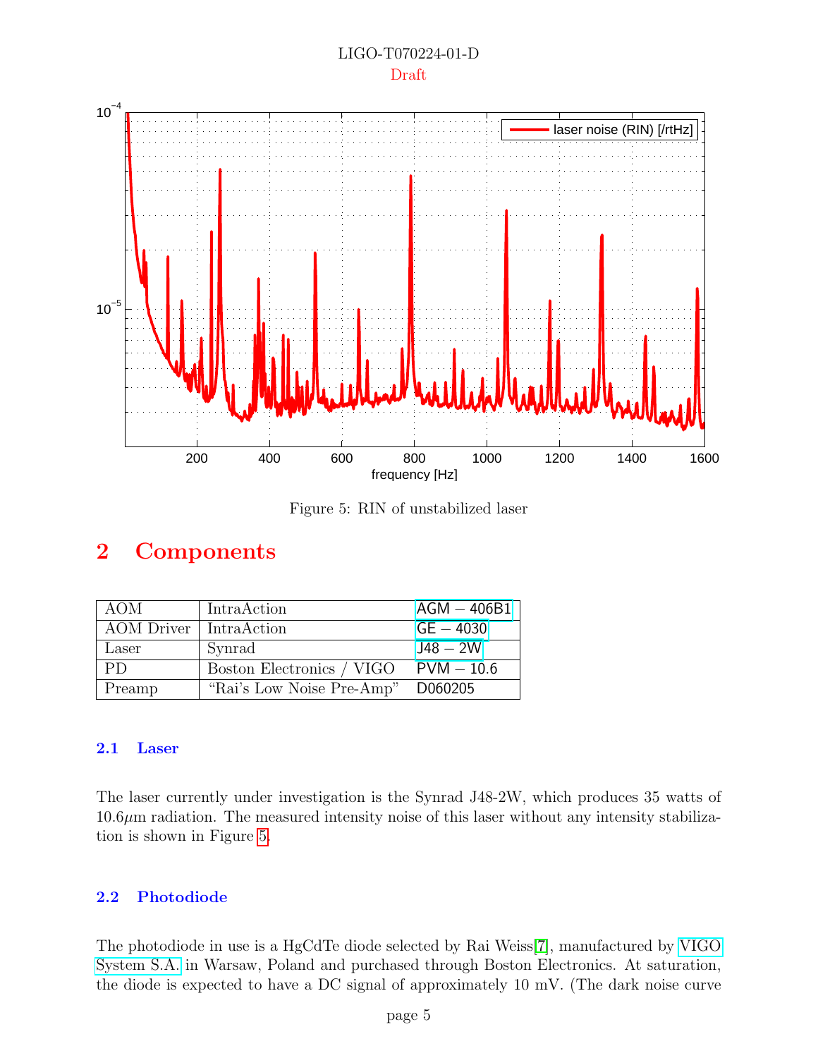$10^{-4}$

laser noise (RIN) [/rtHz]

$10^{-5}$

200 400 600 800 1000 1200 1400 1600

frequency [Hz]

Figure 5: RIN of unstabilized laser

# 2 Components

| | | |
|---|---|---|
| AOM | IntraAction | AGM – 406B1 |
| AOM Driver | IntraAction | GE – 4030 |
| Laser | Synrad | J48 – 2W |
| PD | Boston Electronics / VIGO | PVM – 10.6 |
| Preamp | "Rai's Low Noise Pre-Amp" | D060205 |

## 2.1 Laser

The laser currently under investigation is the Synrad J48-2W, which produces 35 watts of $10.6\mu$m radiation. The measured intensity noise of this laser without any intensity stabilization is shown in Figure 5.

## 2.2 Photodiode

The photodiode in use is a HgCdTe diode selected by Rai Weiss[7], manufactured by VIGO System S.A. in Warsaw, Poland and purchased through Boston Electronics. At saturation, the diode is expected to have a DC signal of approximately 10 mV. (The dark noise curve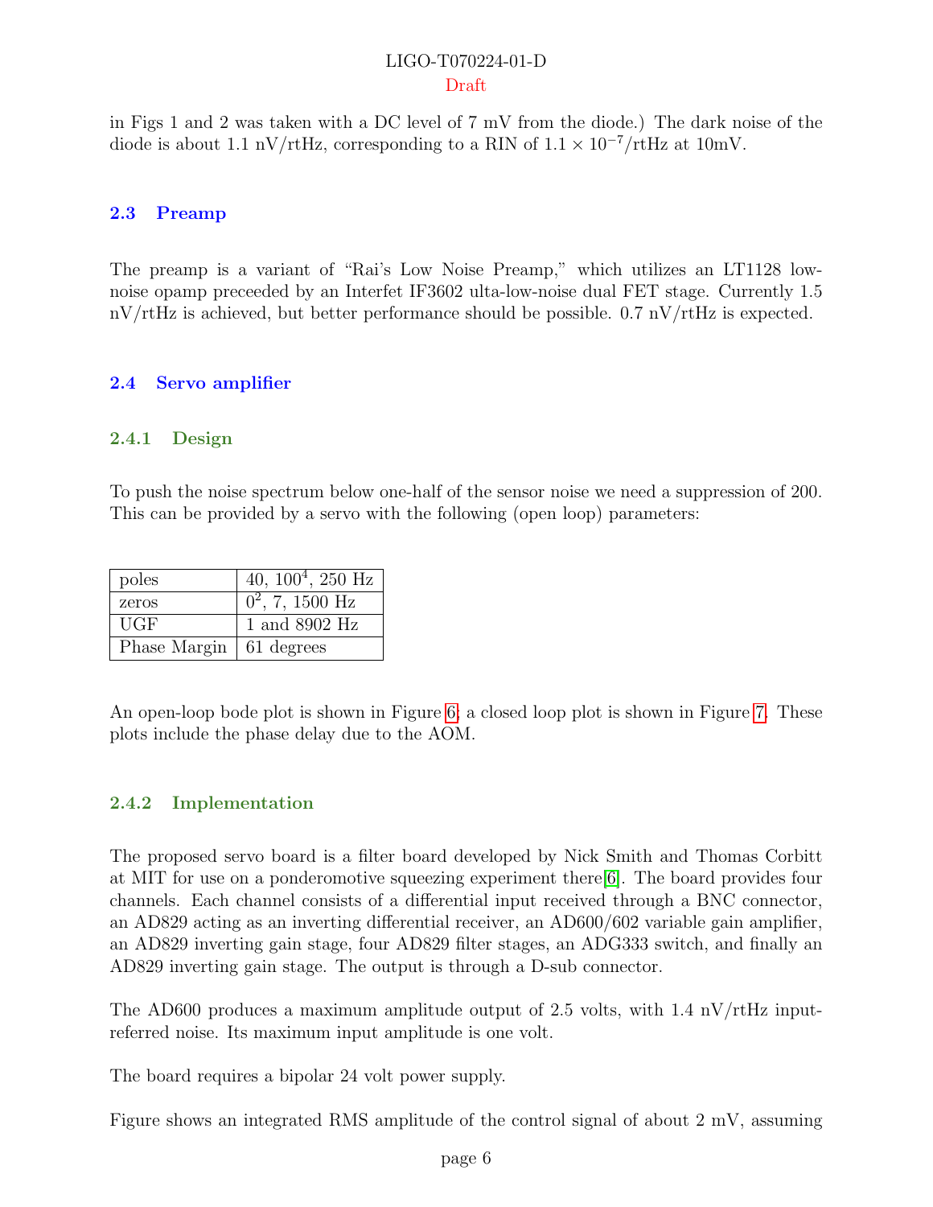in Figs 1 and 2 was taken with a DC level of 7 mV from the diode.) The dark noise of the diode is about 1.1 nV/rtHz, corresponding to a RIN of $1.1 \times 10^{-7}$/rtHz at 10mV.

### 2.3 Preamp

The preamp is a variant of "Rai's Low Noise Preamp," which utilizes an LT1128 low-noise opamp preceeded by an Interfet IF3602 ulta-low-noise dual FET stage. Currently 1.5 nV/rtHz is achieved, but better performance should be possible. 0.7 nV/rtHz is expected.

### 2.4 Servo amplifier

#### 2.4.1 Design

To push the noise spectrum below one-half of the sensor noise we need a suppression of 200. This can be provided by a servo with the following (open loop) parameters:

| | |
|---|---|
| poles | 40, $100^4$, 250 Hz |
| zeros | $0^2$, 7, 1500 Hz |
| UGF | 1 and 8902 Hz |
| Phase Margin | 61 degrees |

An open-loop bode plot is shown in Figure 6; a closed loop plot is shown in Figure 7. These plots include the phase delay due to the AOM.

#### 2.4.2 Implementation

The proposed servo board is a filter board developed by Nick Smith and Thomas Corbitt at MIT for use on a ponderomotive squeezing experiment there[6]. The board provides four channels. Each channel consists of a differential input received through a BNC connector, an AD829 acting as an inverting differential receiver, an AD600/602 variable gain amplifier, an AD829 inverting gain stage, four AD829 filter stages, an ADG333 switch, and finally an AD829 inverting gain stage. The output is through a D-sub connector.

The AD600 produces a maximum amplitude output of 2.5 volts, with 1.4 nV/rtHz input-referred noise. Its maximum input amplitude is one volt.

The board requires a bipolar 24 volt power supply.

Figure shows an integrated RMS amplitude of the control signal of about 2 mV, assuming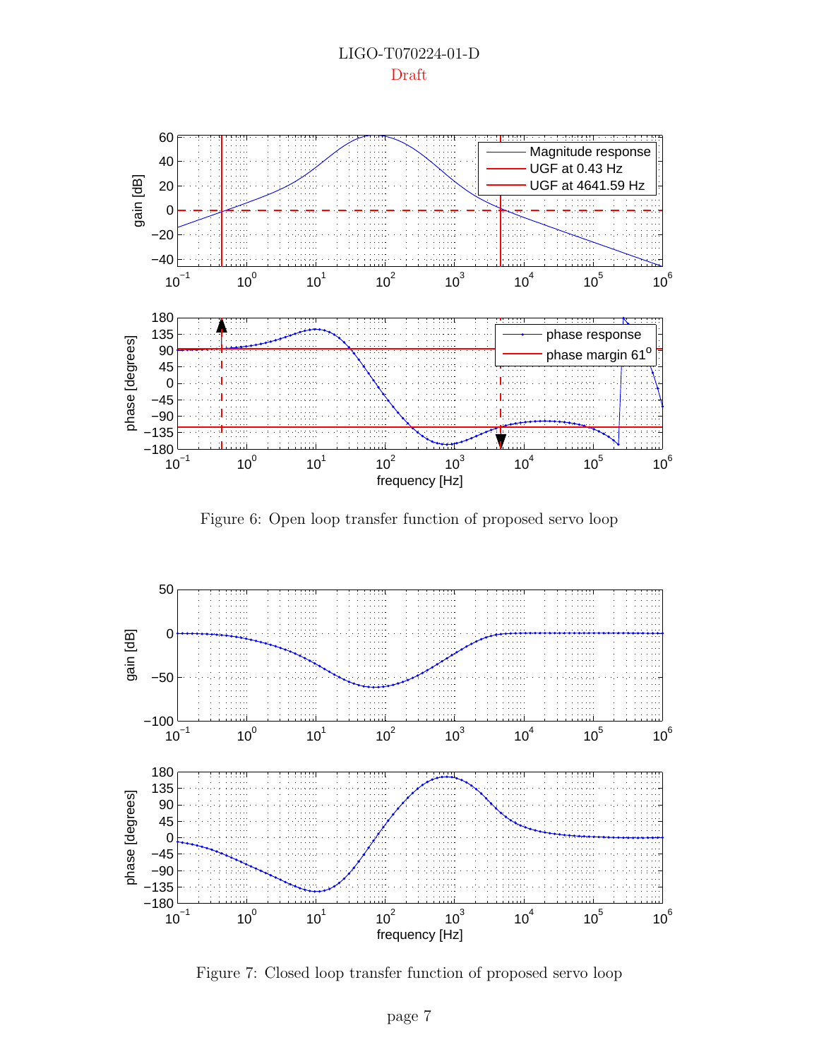gain [dB]

60
40
20
0
−20
−40

Magnitude response
UGF at 0.43 Hz
UGF at 4641.59 Hz

$10^{-1}$ $10^{0}$ $10^{1}$ $10^{2}$ $10^{3}$ $10^{4}$ $10^{5}$ $10^{6}$

phase [degrees]

180
135
90
45
0
−45
−90
−135
−180

phase response
phase margin $61^{o}$

$10^{-1}$ $10^{0}$ $10^{1}$ $10^{2}$ $10^{3}$ $10^{4}$ $10^{5}$ $10^{6}$

frequency [Hz]

Figure 6: Open loop transfer function of proposed servo loop

gain [dB]

50
0
−50
−100

$10^{-1}$ $10^{0}$ $10^{1}$ $10^{2}$ $10^{3}$ $10^{4}$ $10^{5}$ $10^{6}$

phase [degrees]

180
135
90
45
0
−45
−90
−135
−180

$10^{-1}$ $10^{0}$ $10^{1}$ $10^{2}$ $10^{3}$ $10^{4}$ $10^{5}$ $10^{6}$

frequency [Hz]

Figure 7: Closed loop transfer function of proposed servo loop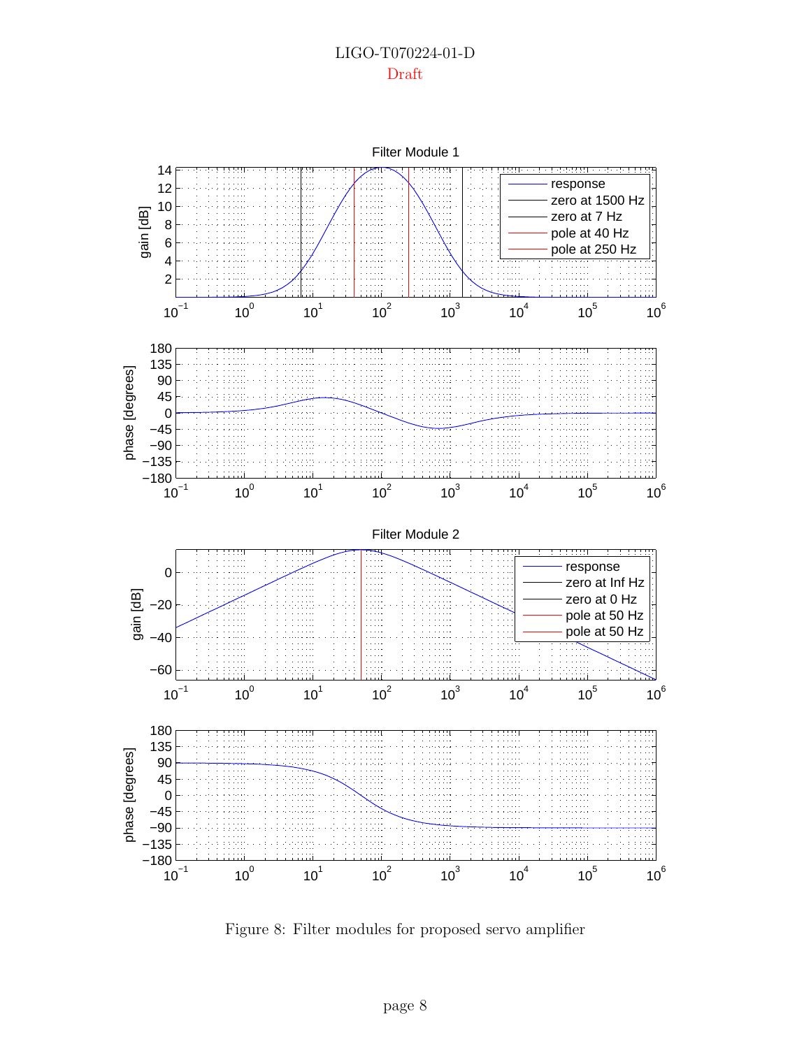Filter Module 1

gain [dB]

14
12
10
8
6
4
2

response
zero at 1500 Hz
zero at 7 Hz
pole at 40 Hz
pole at 250 Hz

$10^{-1}$ $10^{0}$ $10^{1}$ $10^{2}$ $10^{3}$ $10^{4}$ $10^{5}$ $10^{6}$

phase [degrees]

180
135
90
45
0
−45
−90
−135
−180

$10^{-1}$ $10^{0}$ $10^{1}$ $10^{2}$ $10^{3}$ $10^{4}$ $10^{5}$ $10^{6}$

Filter Module 2

gain [dB]

0
−20
−40
−60

response
zero at Inf Hz
zero at 0 Hz
pole at 50 Hz
pole at 50 Hz

$10^{-1}$ $10^{0}$ $10^{1}$ $10^{2}$ $10^{3}$ $10^{4}$ $10^{5}$ $10^{6}$

phase [degrees]

180
135
90
45
0
−45
−90
−135
−180

$10^{-1}$ $10^{0}$ $10^{1}$ $10^{2}$ $10^{3}$ $10^{4}$ $10^{5}$ $10^{6}$

Figure 8: Filter modules for proposed servo amplifier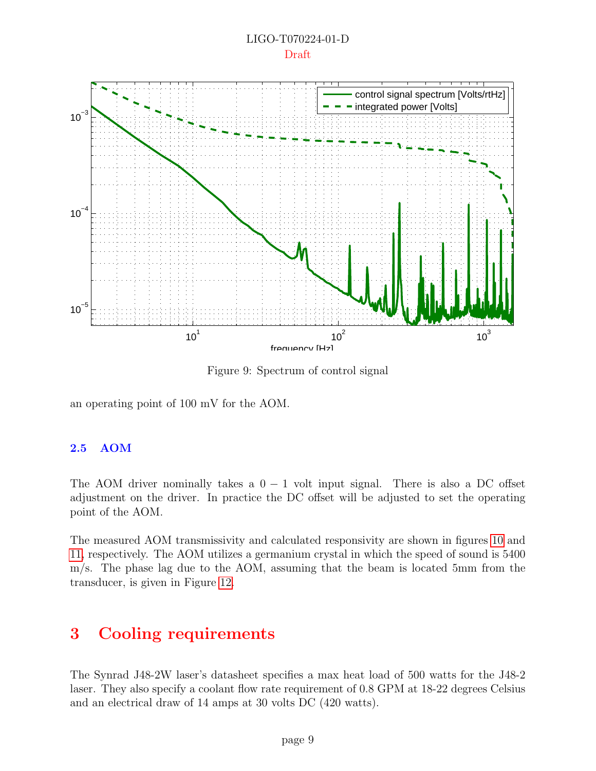control signal spectrum [Volts/rtHz]
integrated power [Volts]

$10^{-3}$
$10^{-4}$
$10^{-5}$
$10^{1}$
$10^{2}$
$10^{3}$
frequency [Hz]

Figure 9: Spectrum of control signal

an operating point of 100 mV for the AOM.

### 2.5 AOM

The AOM driver nominally takes a $0 - 1$ volt input signal. There is also a DC offset adjustment on the driver. In practice the DC offset will be adjusted to set the operating point of the AOM.

The measured AOM transmissivity and calculated responsivity are shown in figures 10 and 11, respectively. The AOM utilizes a germanium crystal in which the speed of sound is 5400 m/s. The phase lag due to the AOM, assuming that the beam is located 5mm from the transducer, is given in Figure 12.

## 3 Cooling requirements

The Synrad J48-2W laser's datasheet specifies a max heat load of 500 watts for the J48-2 laser. They also specify a coolant flow rate requirement of 0.8 GPM at 18-22 degrees Celsius and an electrical draw of 14 amps at 30 volts DC (420 watts).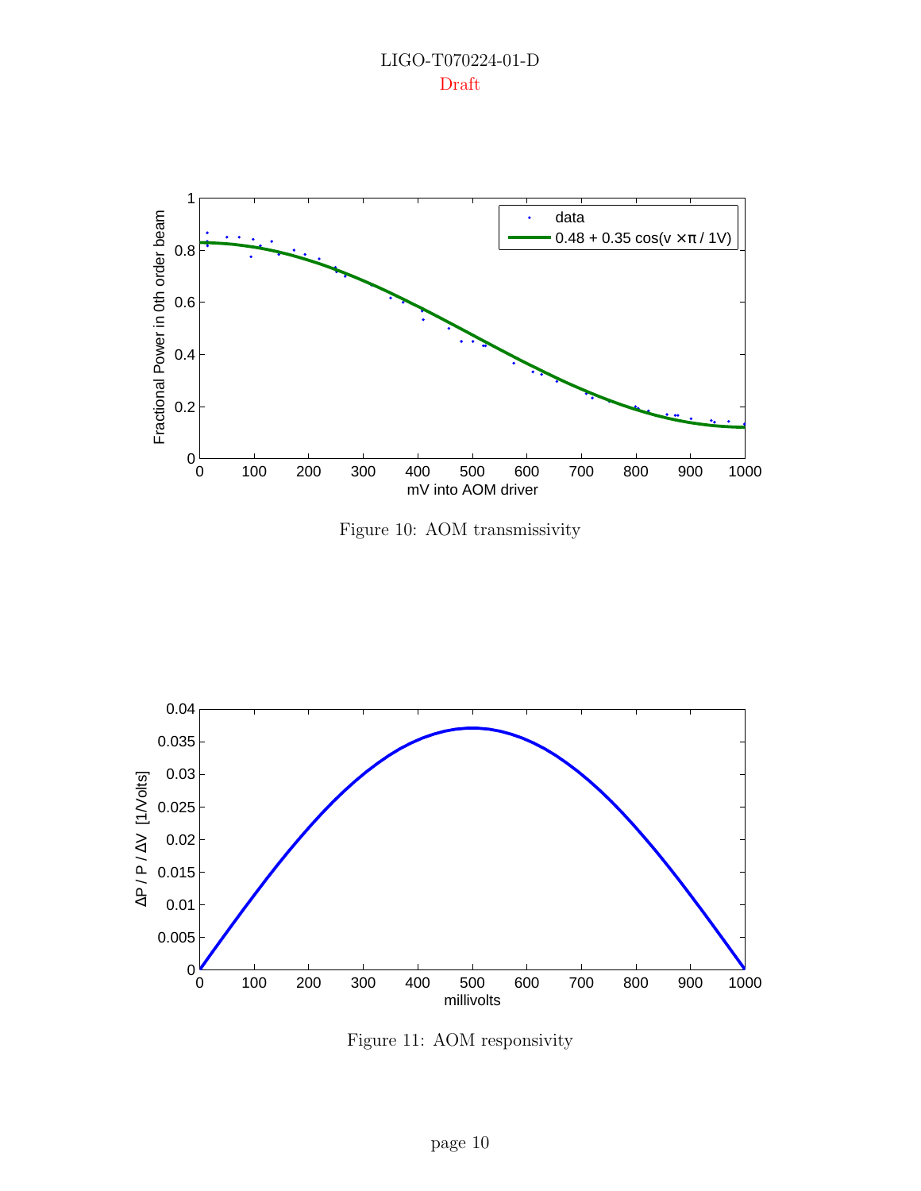Fractional Power in 0th order beam

mV into AOM driver

data

0.48 + 0.35 cos(v × π / 1V)

0
0.2
0.4
0.6
0.8
1

0
100
200
300
400
500
600
700
800
900
1000

Figure 10: AOM transmissivity

ΔP / P / ΔV [1/Volts]

millivolts

0
0.005
0.01
0.015
0.02
0.025
0.03
0.035
0.04

0
100
200
300
400
500
600
700
800
900
1000

Figure 11: AOM responsivity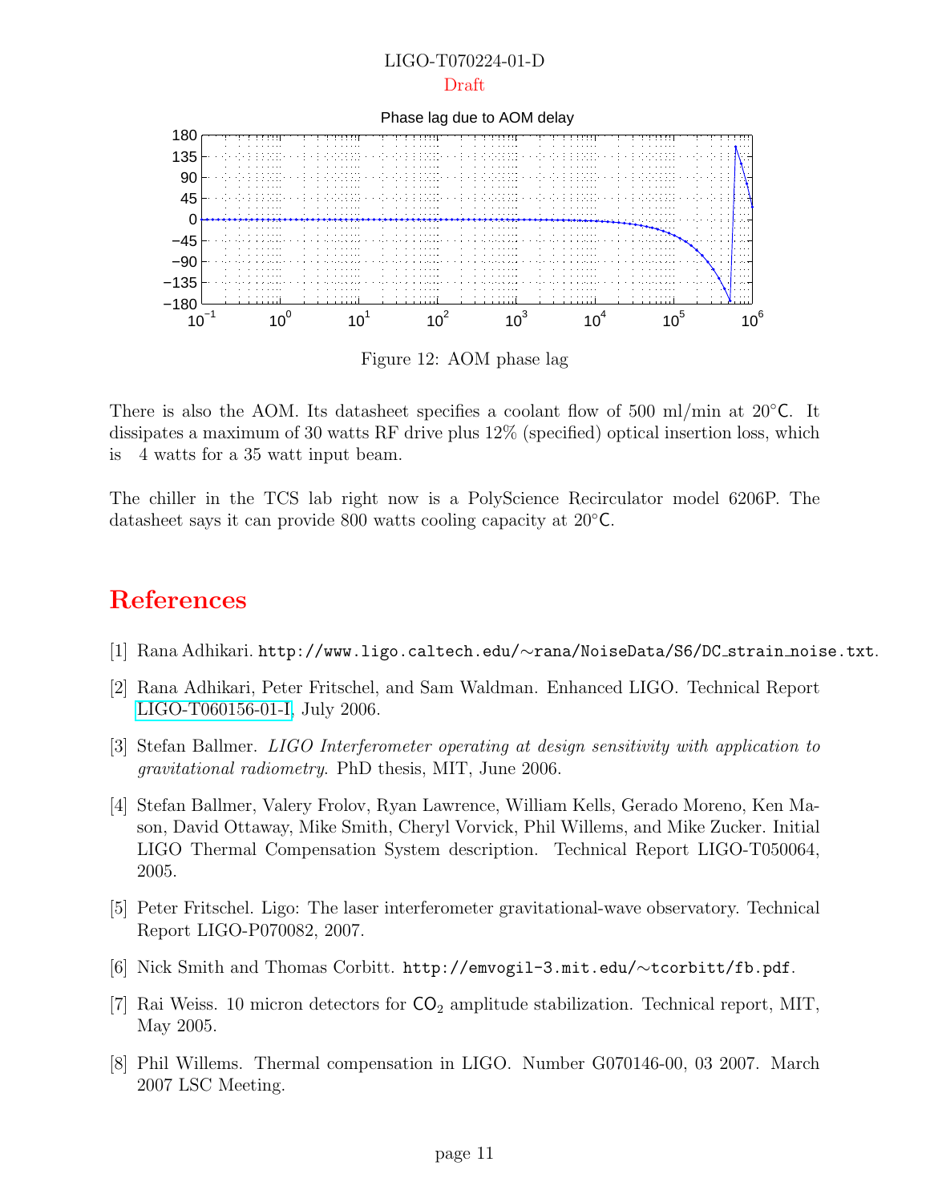Phase lag due to AOM delay

180
135
90
45
0
−45
−90
−135
−180

$10^{-1}$ $10^{0}$ $10^{1}$ $10^{2}$ $10^{3}$ $10^{4}$ $10^{5}$ $10^{6}$

Figure 12: AOM phase lag

There is also the AOM. Its datasheet specifies a coolant flow of 500 ml/min at 20°C. It dissipates a maximum of 30 watts RF drive plus 12% (specified) optical insertion loss, which is 4 watts for a 35 watt input beam.

The chiller in the TCS lab right now is a PolyScience Recirculator model 6206P. The datasheet says it can provide 800 watts cooling capacity at 20°C.

# References

[1] Rana Adhikari. `http://www.ligo.caltech.edu/~rana/NoiseData/S6/DC_strain_noise.txt`.

[2] Rana Adhikari, Peter Fritschel, and Sam Waldman. Enhanced LIGO. Technical Report LIGO-T060156-01-I, July 2006.

[3] Stefan Ballmer. *LIGO Interferometer operating at design sensitivity with application to gravitational radiometry*. PhD thesis, MIT, June 2006.

[4] Stefan Ballmer, Valery Frolov, Ryan Lawrence, William Kells, Gerado Moreno, Ken Mason, David Ottaway, Mike Smith, Cheryl Vorvick, Phil Willems, and Mike Zucker. Initial LIGO Thermal Compensation System description. Technical Report LIGO-T050064, 2005.

[5] Peter Fritschel. Ligo: The laser interferometer gravitational-wave observatory. Technical Report LIGO-P070082, 2007.

[6] Nick Smith and Thomas Corbitt. `http://emvogil-3.mit.edu/~tcorbitt/fb.pdf`.

[7] Rai Weiss. 10 micron detectors for $CO_2$ amplitude stabilization. Technical report, MIT, May 2005.

[8] Phil Willems. Thermal compensation in LIGO. Number G070146-00, 03 2007. March 2007 LSC Meeting.